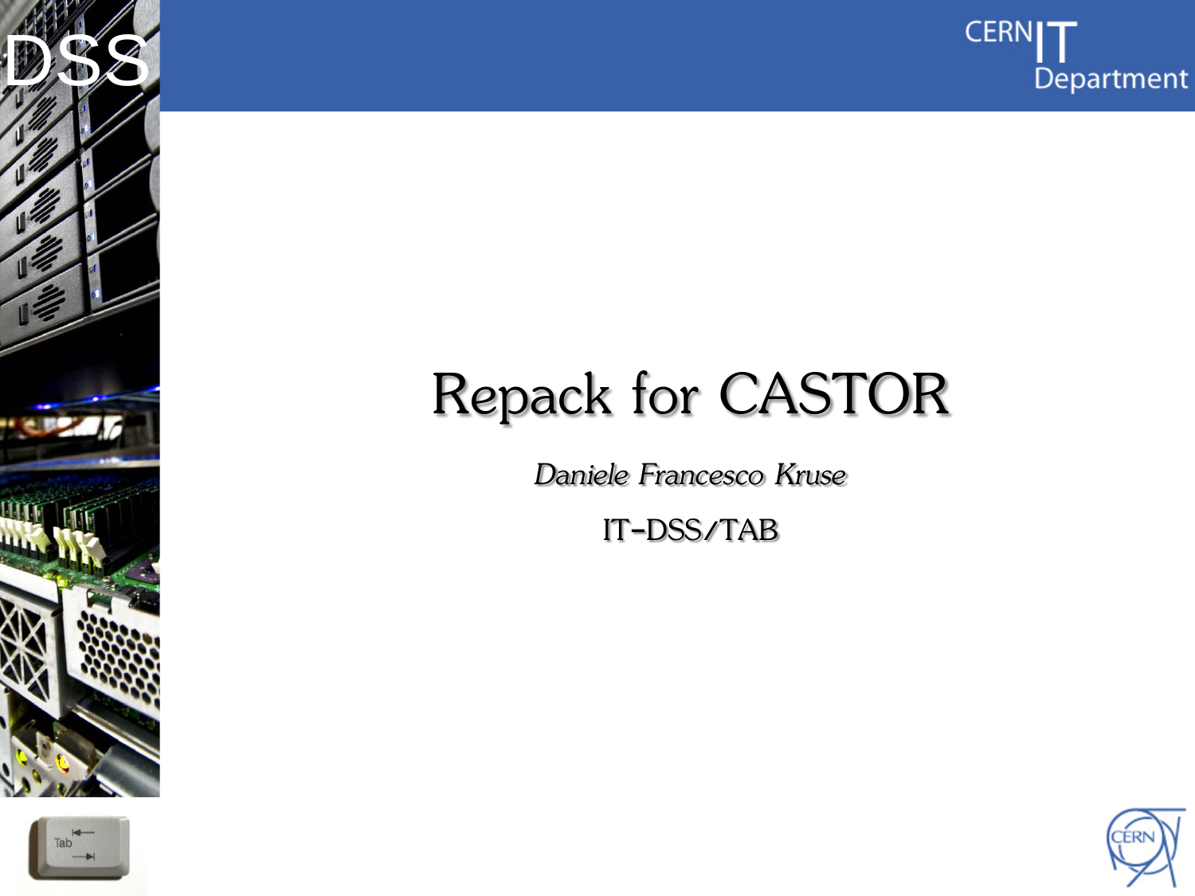# Repack for CASTOR

*Daniele Francesco Kruse*

IT-DSS/TAB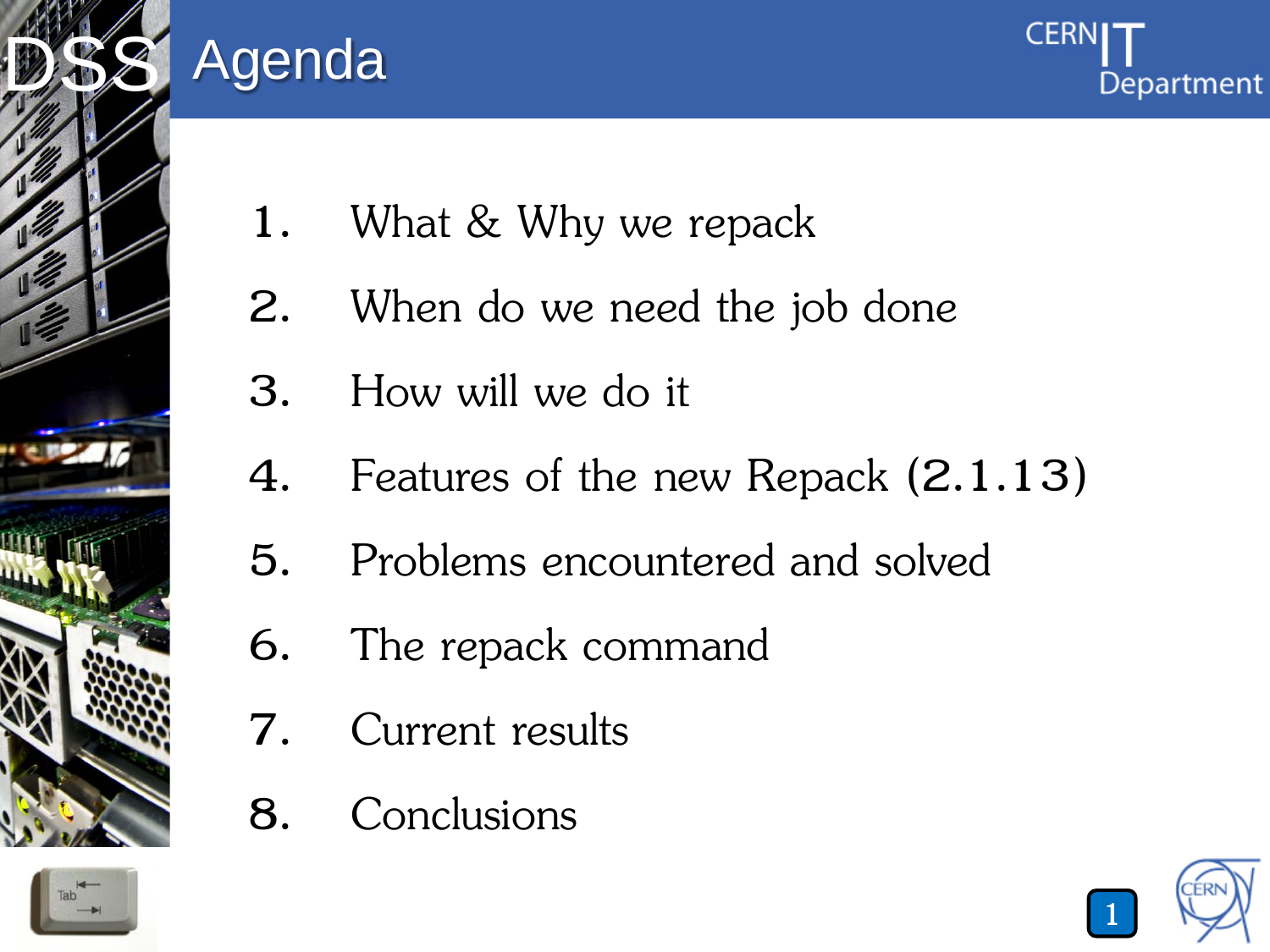# Agenda

1. What & Why we repack
2. When do we need the job done
3. How will we do it
4. Features of the new Repack (2.1.13)
5. Problems encountered and solved
6. The repack command
7. Current results
8. Conclusions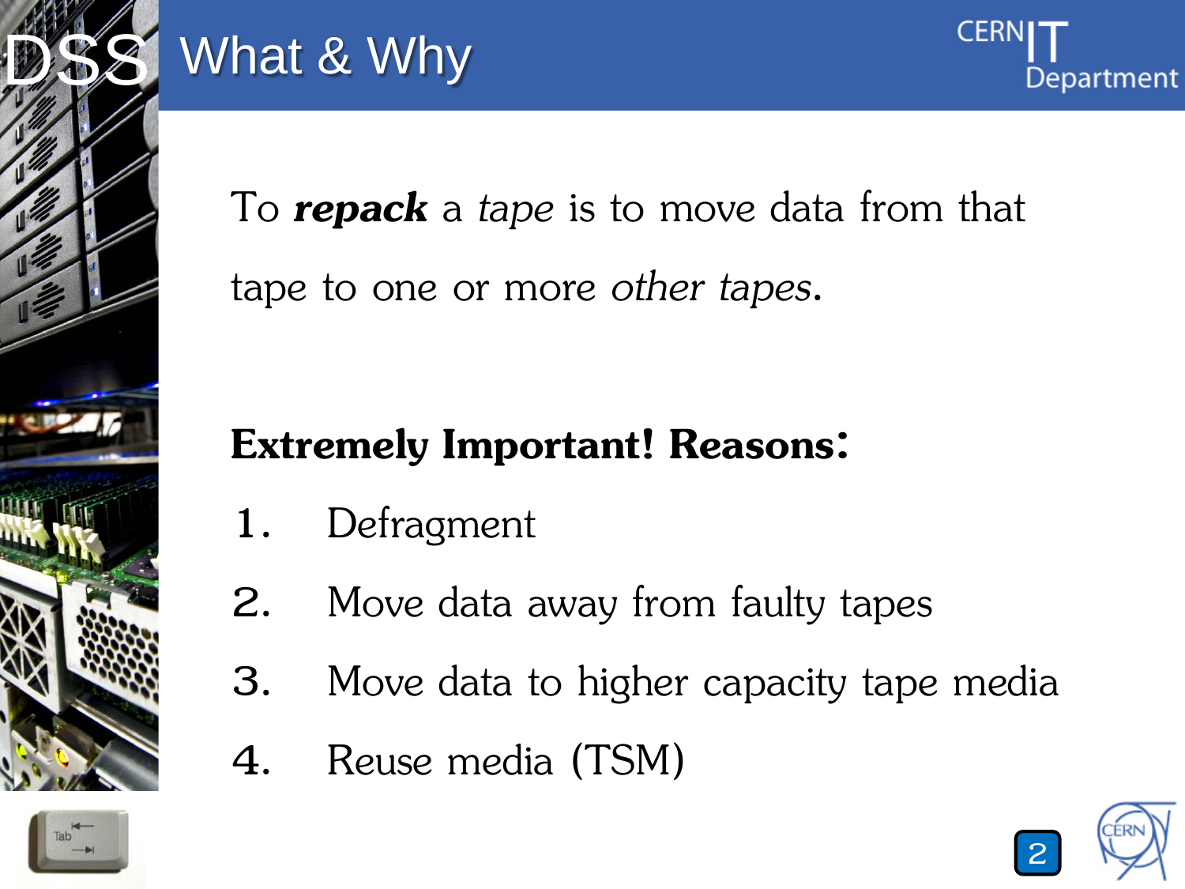# What & Why

To ***repack*** a *tape* is to move data from that tape to one or more *other tapes*.

**Extremely Important! Reasons:**

1. Defragment
2. Move data away from faulty tapes
3. Move data to higher capacity tape media
4. Reuse media (TSM)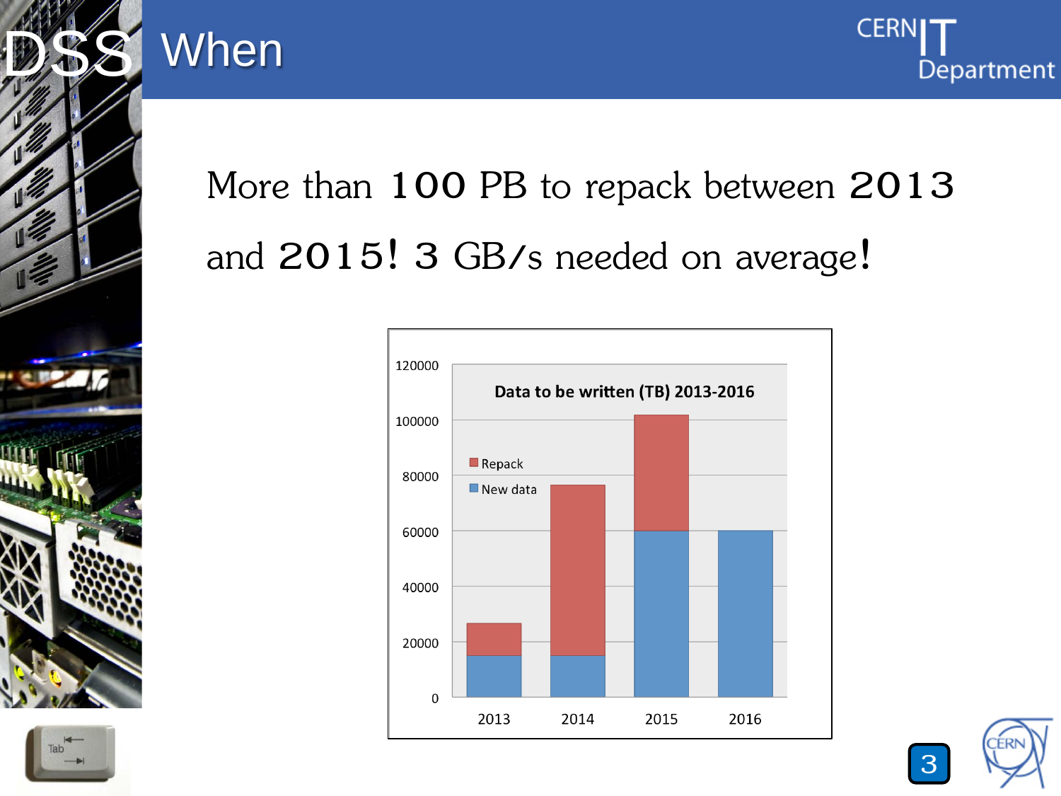# When

More than **100** PB to repack between **2013** and **2015!** **3** GB/s needed on average**!**

**Data to be written (TB) 2013-2016**

| Year | New data | Repack |
|---|---|---|
| 2013 | 15000 | 12000 |
| 2014 | 15000 | 62000 |
| 2015 | 60000 | 42000 |
| 2016 | 60000 | 0 |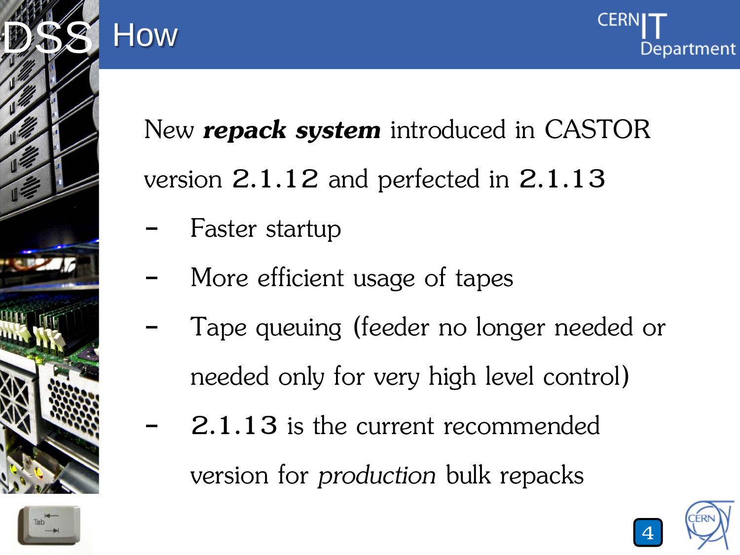# How

New ***repack system*** introduced in CASTOR version 2.1.12 and perfected in 2.1.13

- Faster startup
- More efficient usage of tapes
- Tape queuing (feeder no longer needed or needed only for very high level control)
- 2.1.13 is the current recommended version for *production* bulk repacks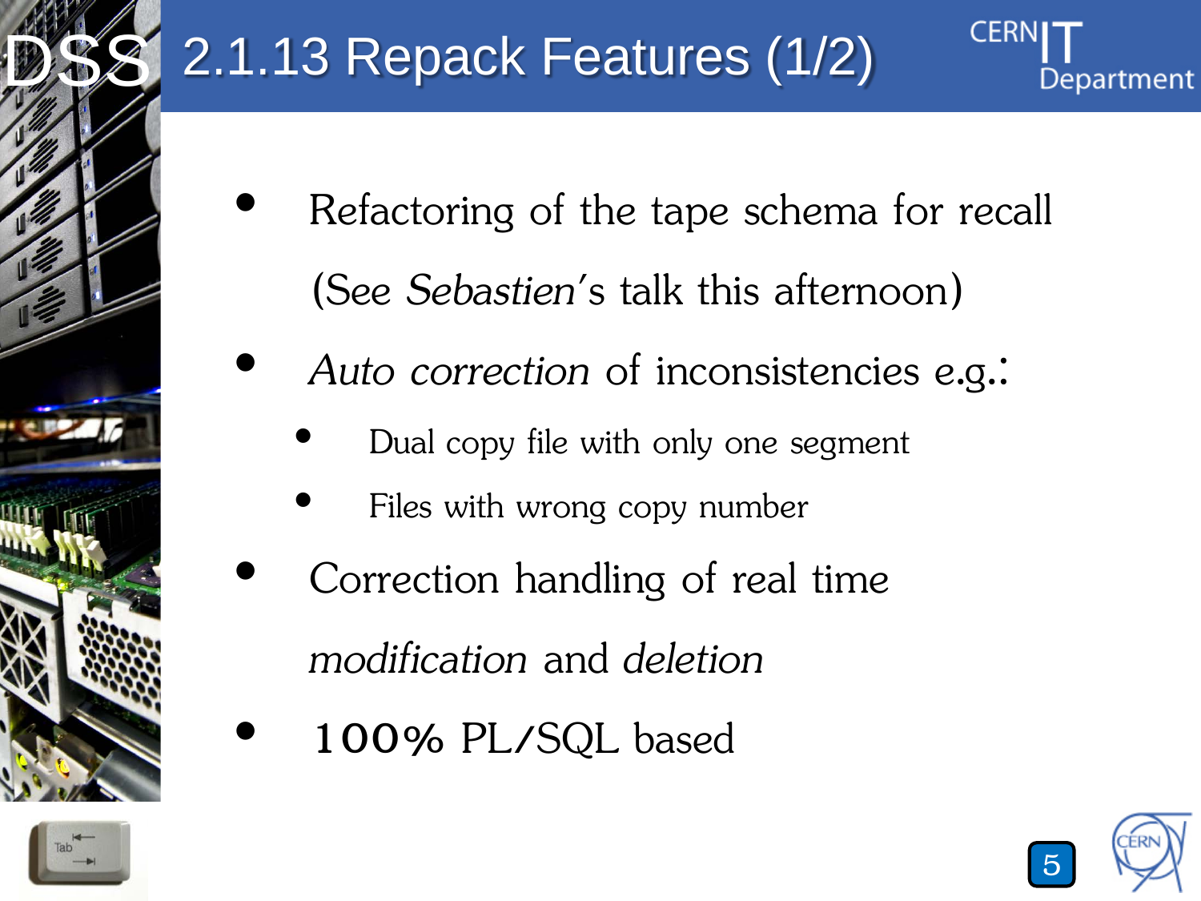# 2.1.13 Repack Features (1/2)

- Refactoring of the tape schema for recall (See *Sebastien*'s talk this afternoon)
- *Auto correction* of inconsistencies e.g.:
  - Dual copy file with only one segment
  - Files with wrong copy number
- Correction handling of real time *modification* and *deletion*
- **100%** PL/SQL based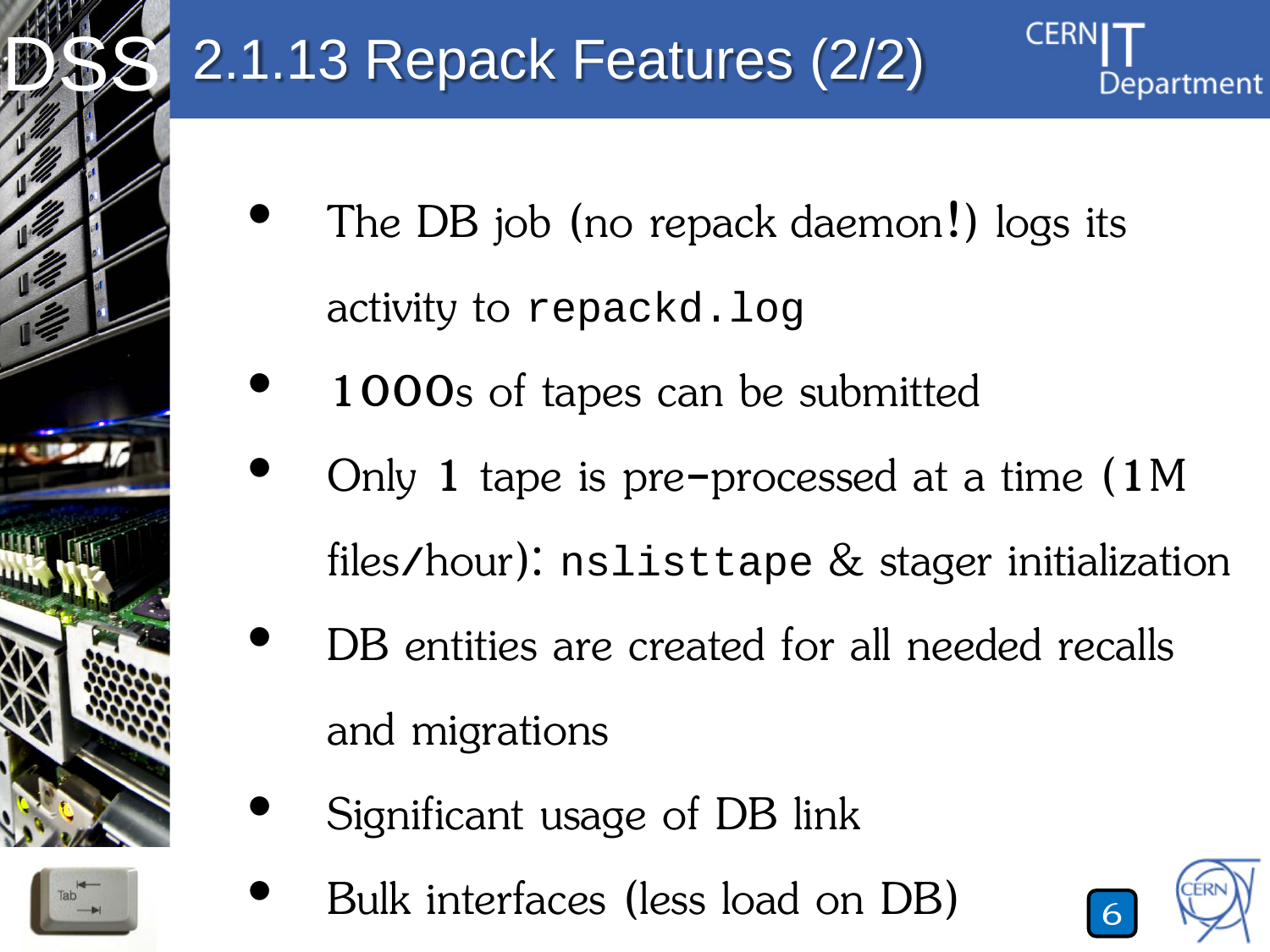# 2.1.13 Repack Features (2/2)

- The DB job (no repack daemon!) logs its activity to `repackd.log`
- 1000s of tapes can be submitted
- Only 1 tape is pre-processed at a time (1M files/hour): `nslisttape` & stager initialization
- DB entities are created for all needed recalls and migrations
- Significant usage of DB link
- Bulk interfaces (less load on DB)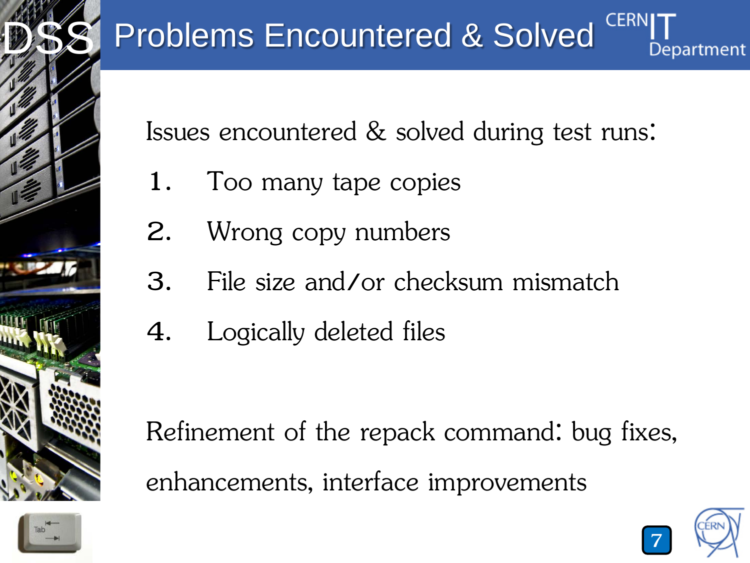# Problems Encountered & Solved

Issues encountered & solved during test runs:

1. Too many tape copies
2. Wrong copy numbers
3. File size and/or checksum mismatch
4. Logically deleted files

Refinement of the repack command: bug fixes, enhancements, interface improvements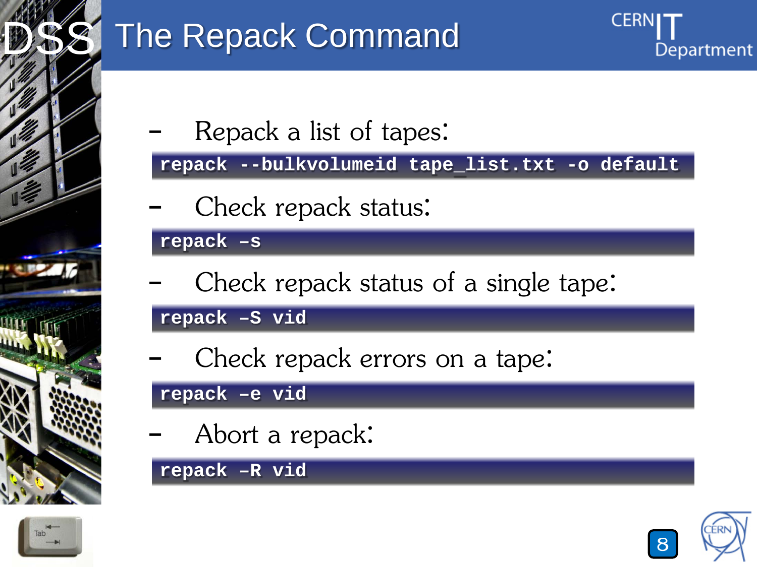# The Repack Command

- Repack a list of tapes:

```
repack --bulkvolumeid tape_list.txt -o default
```

- Check repack status:

```
repack -s
```

- Check repack status of a single tape:

```
repack -S vid
```

- Check repack errors on a tape:

```
repack -e vid
```

- Abort a repack:

```
repack -R vid
```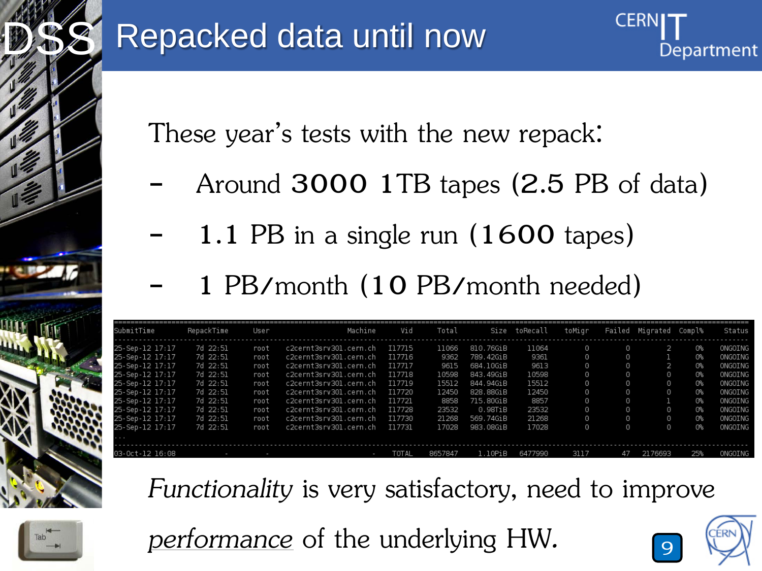# Repacked data until now

These year's tests with the new repack:

- Around **3000** 1TB tapes (2.5 PB of data)
- 1.1 PB in a single run (1600 tapes)
- 1 PB/month (10 PB/month needed)

| SubmitTime | RepackTime | User | Machine | Vid | Total | Size | toRecall | toMigr | Failed | Migrated | Compl% | Status |
|---|---|---|---|---|---|---|---|---|---|---|---|---|
| 25-Sep-12 17:17 | 7d 22:51 | root | c2cernt3srv301.cern.ch | I17715 | 11066 | 810.76GiB | 11064 | 0 | 0 | 2 | 0% | ONGOING |
| 25-Sep-12 17:17 | 7d 22:51 | root | c2cernt3srv301.cern.ch | I17716 | 9362 | 789.42GiB | 9361 | 0 | 0 | 1 | 0% | ONGOING |
| 25-Sep-12 17:17 | 7d 22:51 | root | c2cernt3srv301.cern.ch | I17717 | 9615 | 684.10GiB | 9613 | 0 | 0 | 2 | 0% | ONGOING |
| 25-Sep-12 17:17 | 7d 22:51 | root | c2cernt3srv301.cern.ch | I17718 | 10598 | 843.49GiB | 10598 | 0 | 0 | 0 | 0% | ONGOING |
| 25-Sep-12 17:17 | 7d 22:51 | root | c2cernt3srv301.cern.ch | I17719 | 15512 | 844.94GiB | 15512 | 0 | 0 | 0 | 0% | ONGOING |
| 25-Sep-12 17:17 | 7d 22:51 | root | c2cernt3srv301.cern.ch | I17720 | 12450 | 828.88GiB | 12450 | 0 | 0 | 0 | 0% | ONGOING |
| 25-Sep-12 17:17 | 7d 22:51 | root | c2cernt3srv301.cern.ch | I17721 | 8858 | 715.80GiB | 8857 | 0 | 0 | 1 | 0% | ONGOING |
| 25-Sep-12 17:17 | 7d 22:51 | root | c2cernt3srv301.cern.ch | I17728 | 23532 | 0.98TiB | 23532 | 0 | 0 | 0 | 0% | ONGOING |
| 25-Sep-12 17:17 | 7d 22:51 | root | c2cernt3srv301.cern.ch | I17730 | 21268 | 569.74GiB | 21268 | 0 | 0 | 0 | 0% | ONGOING |
| 25-Sep-12 17:17 | 7d 22:51 | root | c2cernt3srv301.cern.ch | I17731 | 17028 | 983.08GiB | 17028 | 0 | 0 | 0 | 0% | ONGOING |
| ... | | | | | | | | | | | | |
| 03-Oct-12 16:08 | - | - | - | TOTAL | 8657847 | 1.10PiB | 6477990 | 3117 | 47 | 2176693 | 25% | ONGOING |

*Functionality* is very satisfactory, need to improve *performance* of the underlying HW.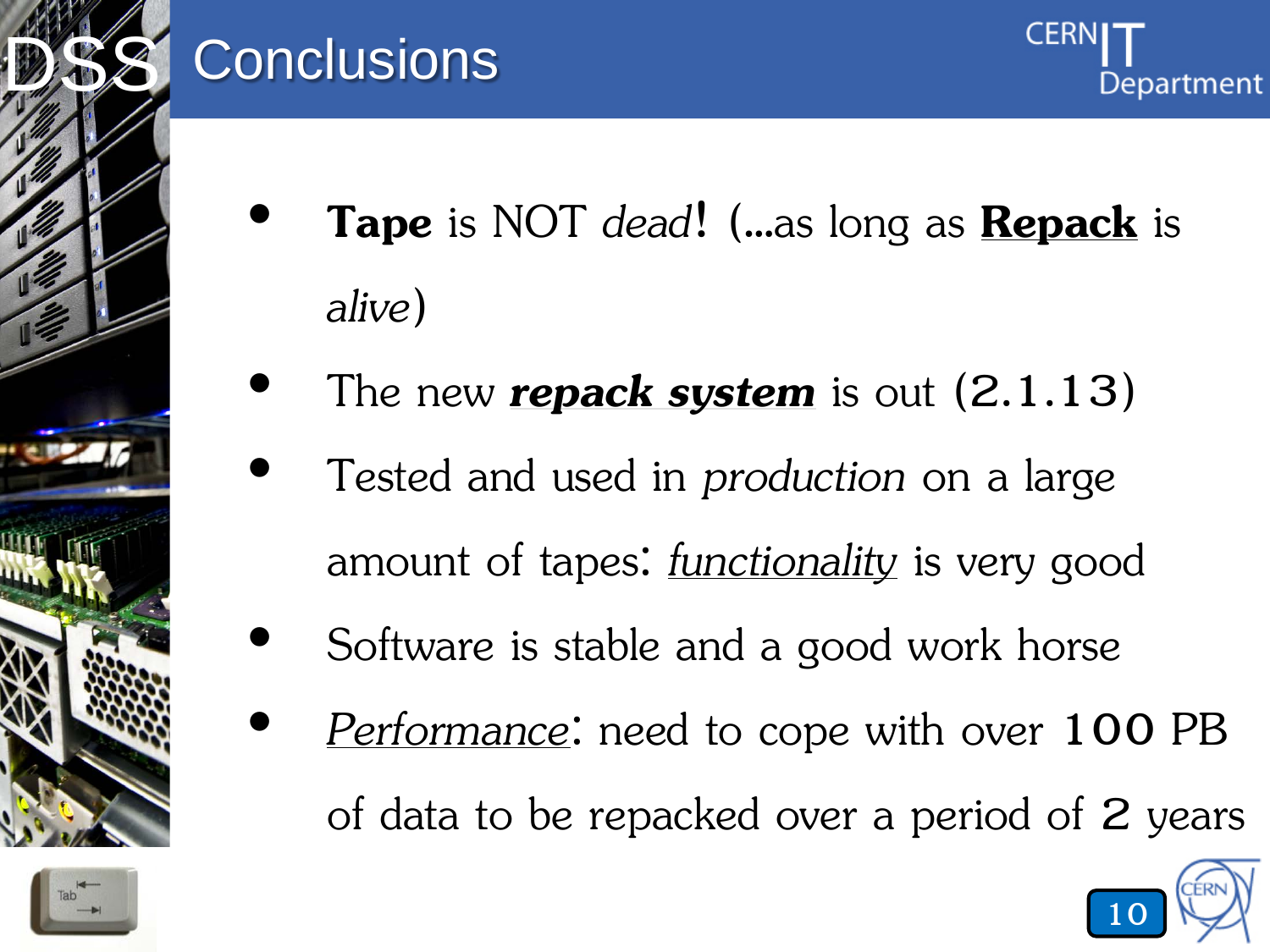# Conclusions

- **Tape** is NOT *dead*! (...as long as **Repack** is *alive*)
- The new ***repack system*** is out (2.1.13)
- Tested and used in *production* on a large amount of tapes: *functionality* is very good
- Software is stable and a good work horse
- *Performance*: need to cope with over 100 PB of data to be repacked over a period of 2 years